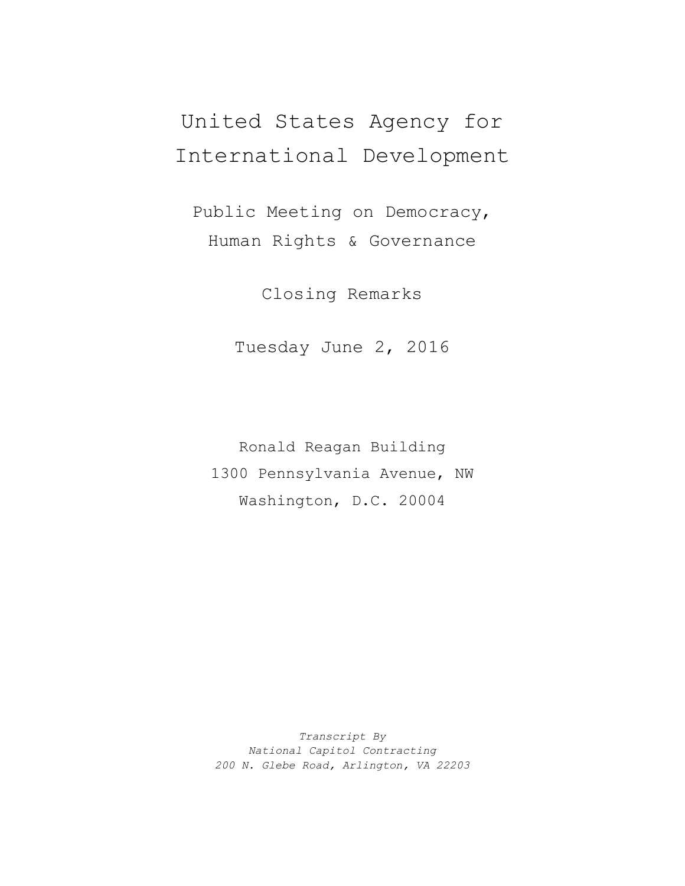# United States Agency for International Development

## Public Meeting on Democracy, Human Rights & Governance

## Closing Remarks

Tuesday June 2, 2016

Ronald Reagan Building
1300 Pennsylvania Avenue, NW
Washington, D.C. 20004

*Transcript By*
*National Capitol Contracting*
*200 N. Glebe Road, Arlington, VA 22203*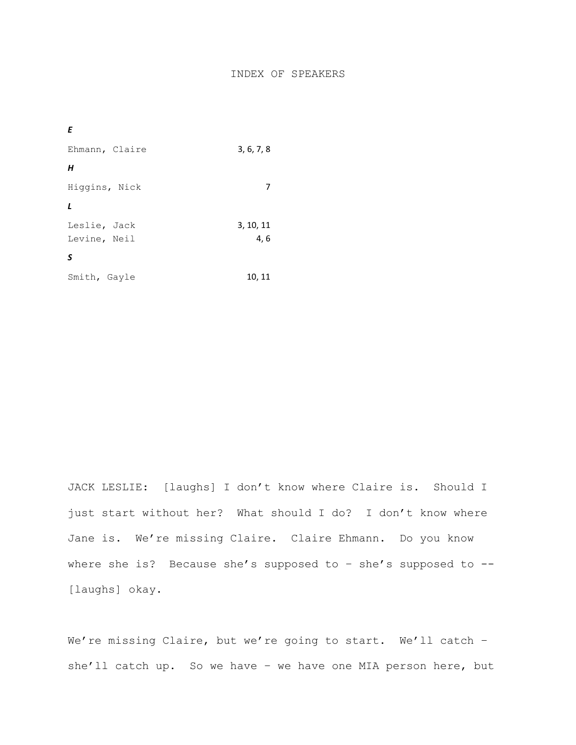# INDEX OF SPEAKERS

***E***

| | |
|---|---|
| Ehmann, Claire | 3, 6, 7, 8 |

***H***

| | |
|---|---|
| Higgins, Nick | 7 |

***L***

| | |
|---|---|
| Leslie, Jack | 3, 10, 11 |
| Levine, Neil | 4, 6 |

***S***

| | |
|---|---|
| Smith, Gayle | 10, 11 |

JACK LESLIE: [laughs] I don't know where Claire is. Should I just start without her? What should I do? I don't know where Jane is. We're missing Claire. Claire Ehmann. Do you know where she is? Because she's supposed to – she's supposed to -- [laughs] okay.

We're missing Claire, but we're going to start. We'll catch – she'll catch up. So we have – we have one MIA person here, but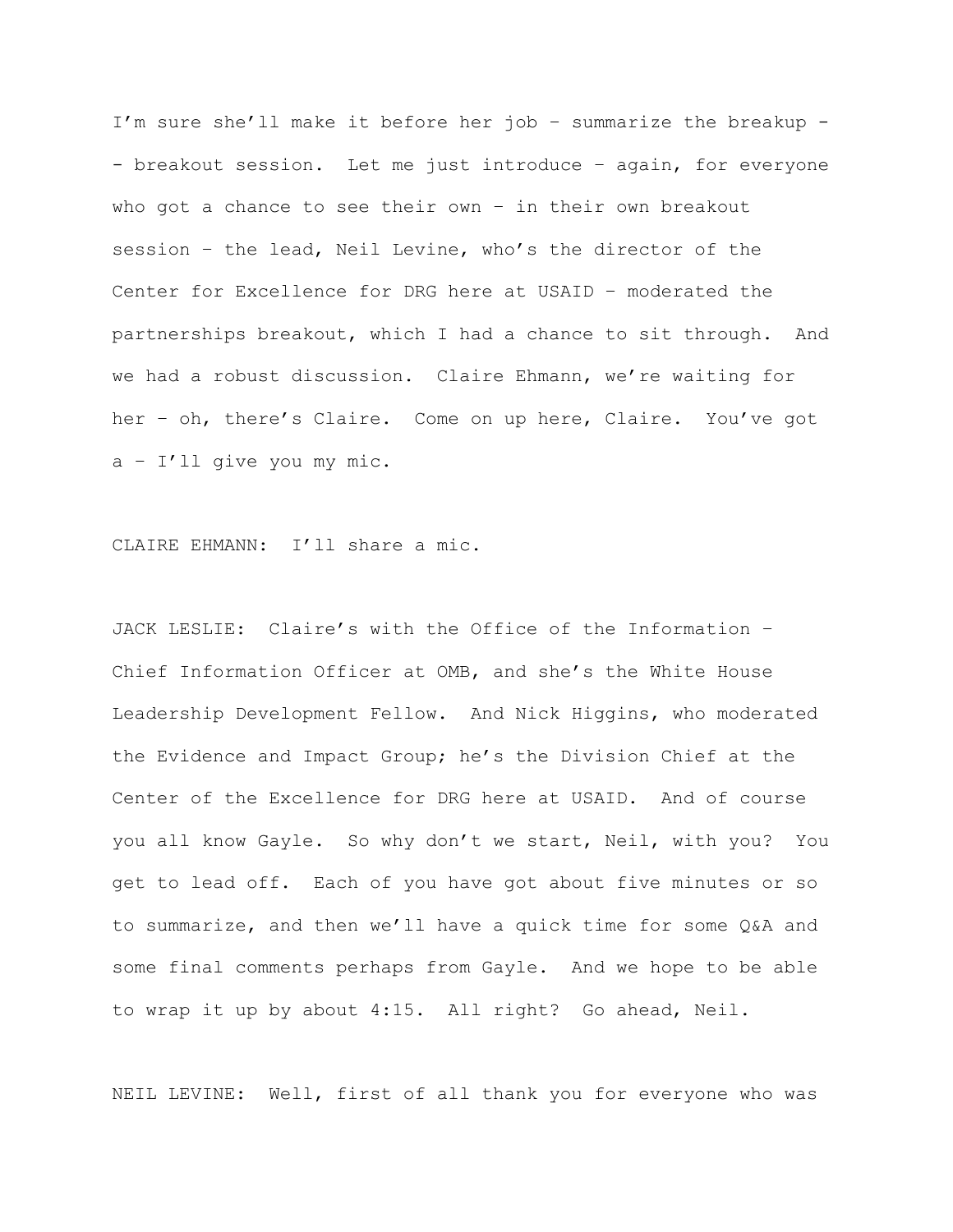I'm sure she'll make it before her job – summarize the breakup -- breakout session. Let me just introduce – again, for everyone who got a chance to see their own – in their own breakout session – the lead, Neil Levine, who's the director of the Center for Excellence for DRG here at USAID – moderated the partnerships breakout, which I had a chance to sit through. And we had a robust discussion. Claire Ehmann, we're waiting for her – oh, there's Claire. Come on up here, Claire. You've got a – I'll give you my mic.

CLAIRE EHMANN: I'll share a mic.

JACK LESLIE: Claire's with the Office of the Information – Chief Information Officer at OMB, and she's the White House Leadership Development Fellow. And Nick Higgins, who moderated the Evidence and Impact Group; he's the Division Chief at the Center of the Excellence for DRG here at USAID. And of course you all know Gayle. So why don't we start, Neil, with you? You get to lead off. Each of you have got about five minutes or so to summarize, and then we'll have a quick time for some Q&A and some final comments perhaps from Gayle. And we hope to be able to wrap it up by about 4:15. All right? Go ahead, Neil.

NEIL LEVINE: Well, first of all thank you for everyone who was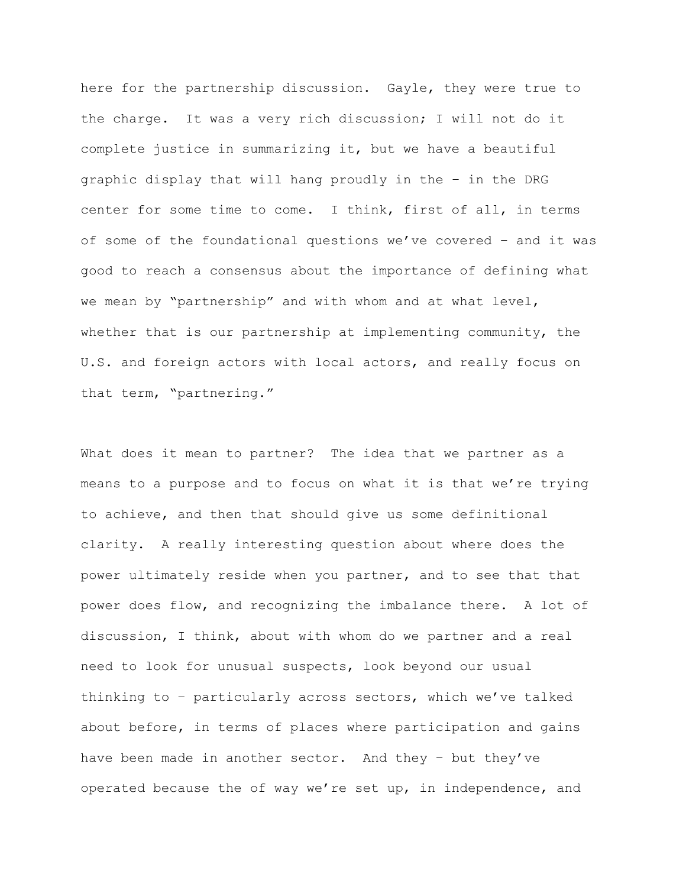here for the partnership discussion. Gayle, they were true to the charge. It was a very rich discussion; I will not do it complete justice in summarizing it, but we have a beautiful graphic display that will hang proudly in the – in the DRG center for some time to come. I think, first of all, in terms of some of the foundational questions we've covered – and it was good to reach a consensus about the importance of defining what we mean by "partnership" and with whom and at what level, whether that is our partnership at implementing community, the U.S. and foreign actors with local actors, and really focus on that term, "partnering."

What does it mean to partner? The idea that we partner as a means to a purpose and to focus on what it is that we're trying to achieve, and then that should give us some definitional clarity. A really interesting question about where does the power ultimately reside when you partner, and to see that that power does flow, and recognizing the imbalance there. A lot of discussion, I think, about with whom do we partner and a real need to look for unusual suspects, look beyond our usual thinking to – particularly across sectors, which we've talked about before, in terms of places where participation and gains have been made in another sector. And they – but they've operated because the of way we're set up, in independence, and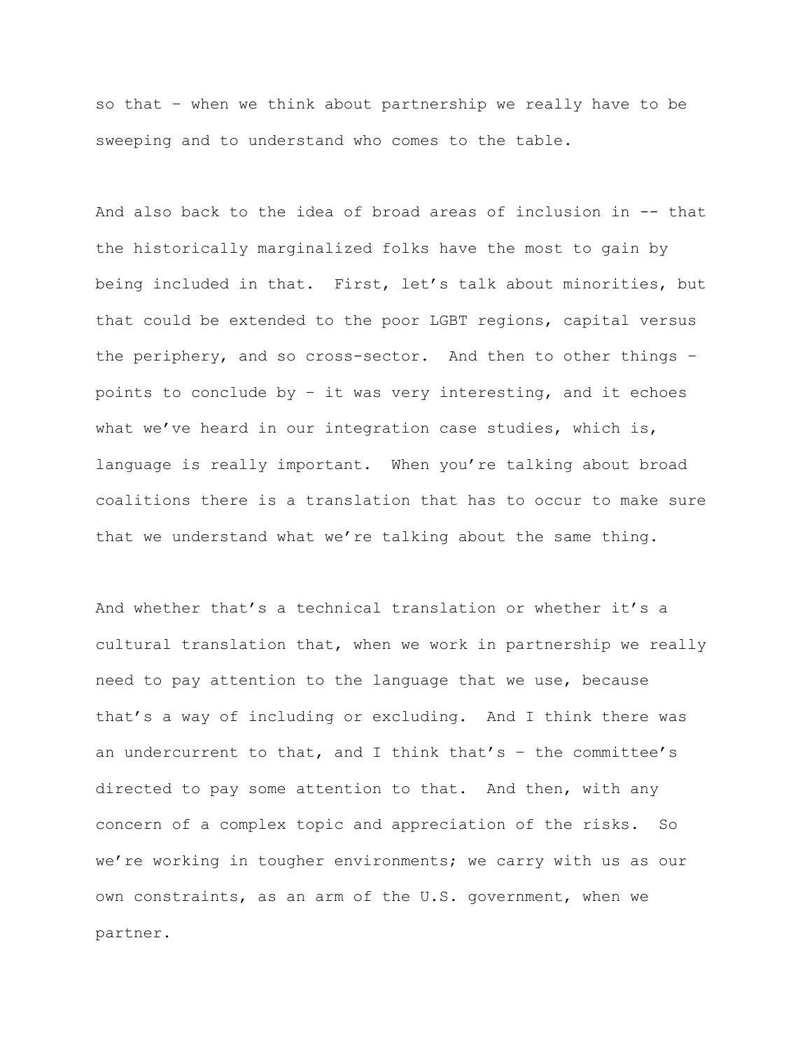so that – when we think about partnership we really have to be sweeping and to understand who comes to the table.

And also back to the idea of broad areas of inclusion in -- that the historically marginalized folks have the most to gain by being included in that. First, let's talk about minorities, but that could be extended to the poor LGBT regions, capital versus the periphery, and so cross-sector. And then to other things – points to conclude by – it was very interesting, and it echoes what we've heard in our integration case studies, which is, language is really important. When you're talking about broad coalitions there is a translation that has to occur to make sure that we understand what we're talking about the same thing.

And whether that's a technical translation or whether it's a cultural translation that, when we work in partnership we really need to pay attention to the language that we use, because that's a way of including or excluding. And I think there was an undercurrent to that, and I think that's – the committee's directed to pay some attention to that. And then, with any concern of a complex topic and appreciation of the risks. So we're working in tougher environments; we carry with us as our own constraints, as an arm of the U.S. government, when we partner.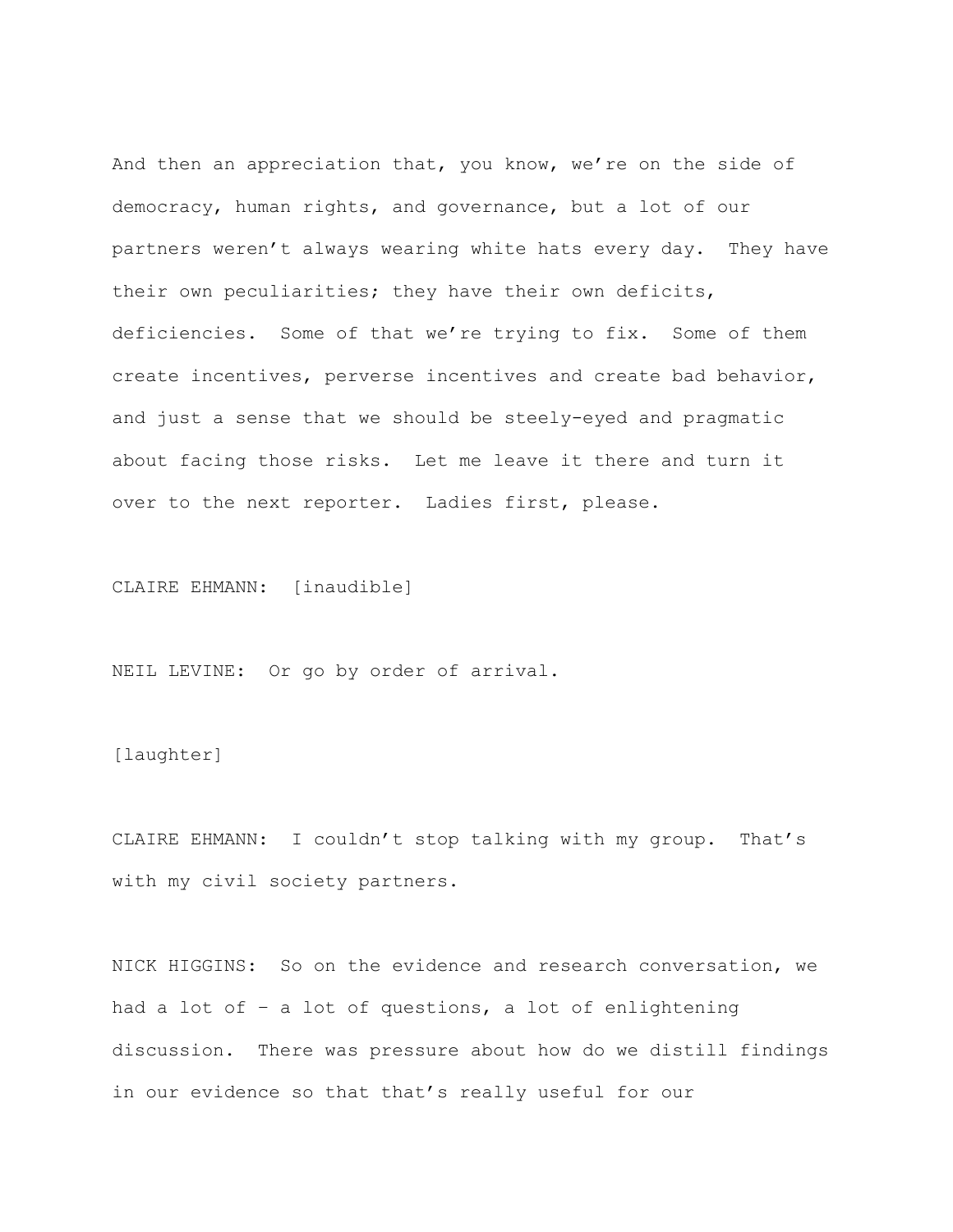And then an appreciation that, you know, we're on the side of democracy, human rights, and governance, but a lot of our partners weren't always wearing white hats every day.  They have their own peculiarities; they have their own deficits, deficiencies.  Some of that we're trying to fix.  Some of them create incentives, perverse incentives and create bad behavior, and just a sense that we should be steely-eyed and pragmatic about facing those risks.  Let me leave it there and turn it over to the next reporter.  Ladies first, please.

CLAIRE EHMANN:  [inaudible]

NEIL LEVINE:  Or go by order of arrival.

[laughter]

CLAIRE EHMANN:  I couldn't stop talking with my group.  That's with my civil society partners.

NICK HIGGINS:  So on the evidence and research conversation, we had a lot of – a lot of questions, a lot of enlightening discussion.  There was pressure about how do we distill findings in our evidence so that that's really useful for our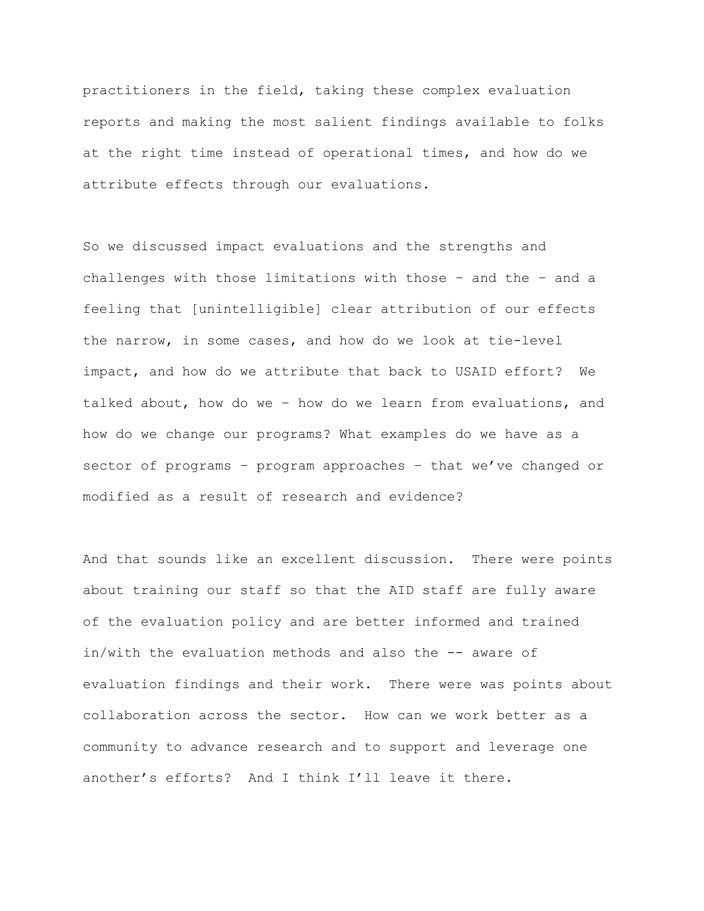practitioners in the field, taking these complex evaluation reports and making the most salient findings available to folks at the right time instead of operational times, and how do we attribute effects through our evaluations.

So we discussed impact evaluations and the strengths and challenges with those limitations with those – and the – and a feeling that [unintelligible] clear attribution of our effects the narrow, in some cases, and how do we look at tie-level impact, and how do we attribute that back to USAID effort? We talked about, how do we – how do we learn from evaluations, and how do we change our programs? What examples do we have as a sector of programs – program approaches – that we've changed or modified as a result of research and evidence?

And that sounds like an excellent discussion. There were points about training our staff so that the AID staff are fully aware of the evaluation policy and are better informed and trained in/with the evaluation methods and also the -- aware of evaluation findings and their work. There were was points about collaboration across the sector. How can we work better as a community to advance research and to support and leverage one another's efforts? And I think I'll leave it there.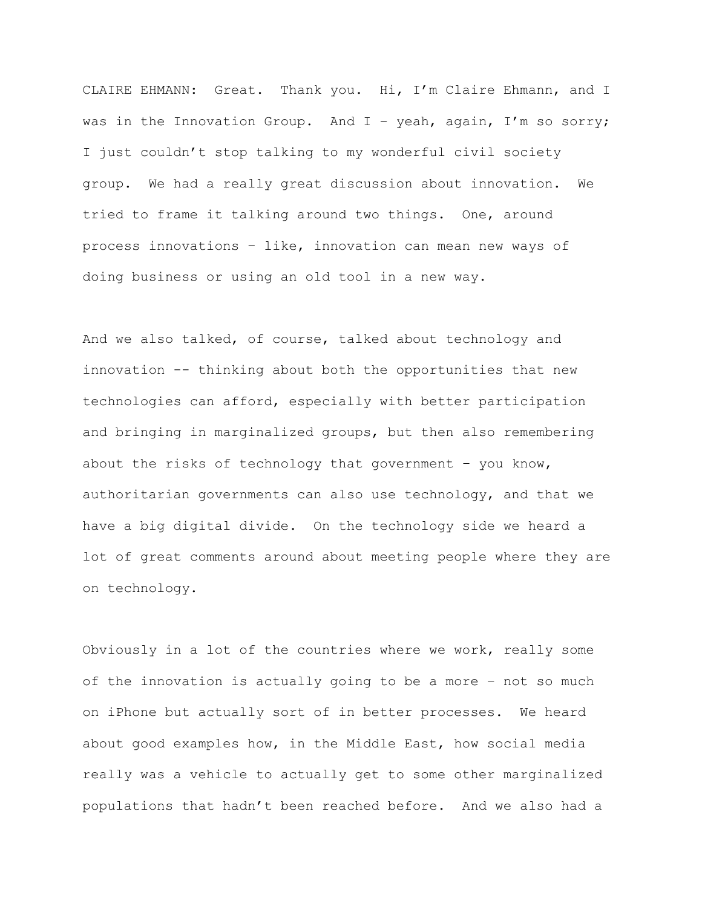CLAIRE EHMANN: Great. Thank you. Hi, I'm Claire Ehmann, and I was in the Innovation Group. And I – yeah, again, I'm so sorry; I just couldn't stop talking to my wonderful civil society group. We had a really great discussion about innovation. We tried to frame it talking around two things. One, around process innovations – like, innovation can mean new ways of doing business or using an old tool in a new way.

And we also talked, of course, talked about technology and innovation -- thinking about both the opportunities that new technologies can afford, especially with better participation and bringing in marginalized groups, but then also remembering about the risks of technology that government – you know, authoritarian governments can also use technology, and that we have a big digital divide. On the technology side we heard a lot of great comments around about meeting people where they are on technology.

Obviously in a lot of the countries where we work, really some of the innovation is actually going to be a more – not so much on iPhone but actually sort of in better processes. We heard about good examples how, in the Middle East, how social media really was a vehicle to actually get to some other marginalized populations that hadn't been reached before. And we also had a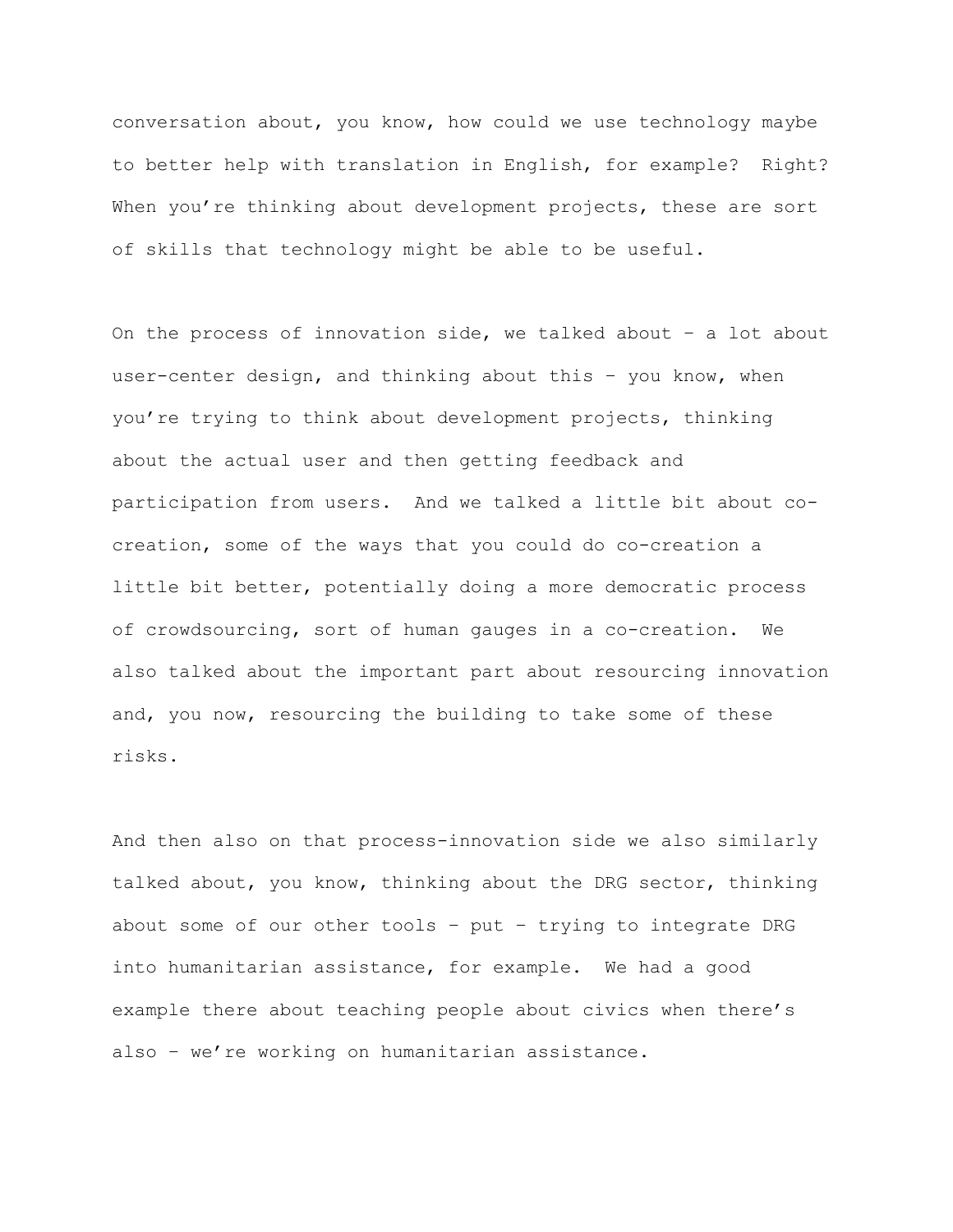conversation about, you know, how could we use technology maybe to better help with translation in English, for example? Right? When you're thinking about development projects, these are sort of skills that technology might be able to be useful.

On the process of innovation side, we talked about – a lot about user-center design, and thinking about this – you know, when you're trying to think about development projects, thinking about the actual user and then getting feedback and participation from users. And we talked a little bit about co-creation, some of the ways that you could do co-creation a little bit better, potentially doing a more democratic process of crowdsourcing, sort of human gauges in a co-creation. We also talked about the important part about resourcing innovation and, you now, resourcing the building to take some of these risks.

And then also on that process-innovation side we also similarly talked about, you know, thinking about the DRG sector, thinking about some of our other tools – put – trying to integrate DRG into humanitarian assistance, for example. We had a good example there about teaching people about civics when there's also – we're working on humanitarian assistance.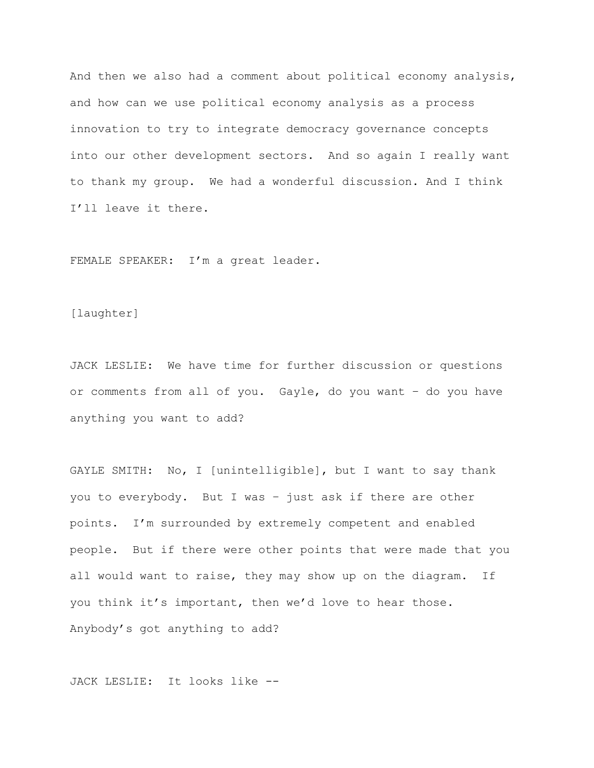And then we also had a comment about political economy analysis, and how can we use political economy analysis as a process innovation to try to integrate democracy governance concepts into our other development sectors. And so again I really want to thank my group. We had a wonderful discussion. And I think I'll leave it there.

FEMALE SPEAKER: I'm a great leader.

[laughter]

JACK LESLIE: We have time for further discussion or questions or comments from all of you. Gayle, do you want – do you have anything you want to add?

GAYLE SMITH: No, I [unintelligible], but I want to say thank you to everybody. But I was – just ask if there are other points. I'm surrounded by extremely competent and enabled people. But if there were other points that were made that you all would want to raise, they may show up on the diagram. If you think it's important, then we'd love to hear those. Anybody's got anything to add?

JACK LESLIE: It looks like --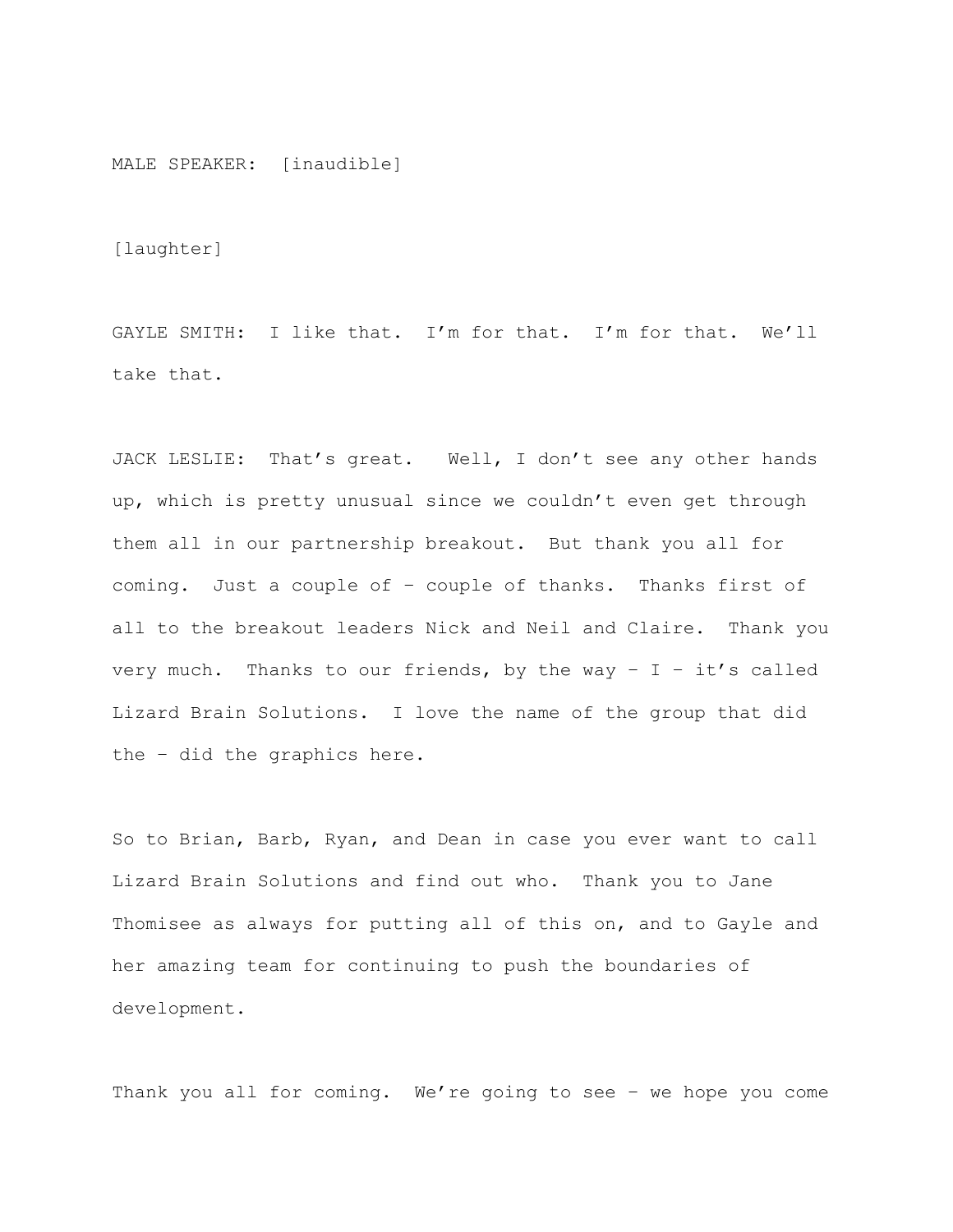MALE SPEAKER: [inaudible]

[laughter]

GAYLE SMITH: I like that. I'm for that. I'm for that. We'll take that.

JACK LESLIE: That's great. Well, I don't see any other hands up, which is pretty unusual since we couldn't even get through them all in our partnership breakout. But thank you all for coming. Just a couple of – couple of thanks. Thanks first of all to the breakout leaders Nick and Neil and Claire. Thank you very much. Thanks to our friends, by the way – I – it's called Lizard Brain Solutions. I love the name of the group that did the – did the graphics here.

So to Brian, Barb, Ryan, and Dean in case you ever want to call Lizard Brain Solutions and find out who. Thank you to Jane Thomisee as always for putting all of this on, and to Gayle and her amazing team for continuing to push the boundaries of development.

Thank you all for coming. We're going to see – we hope you come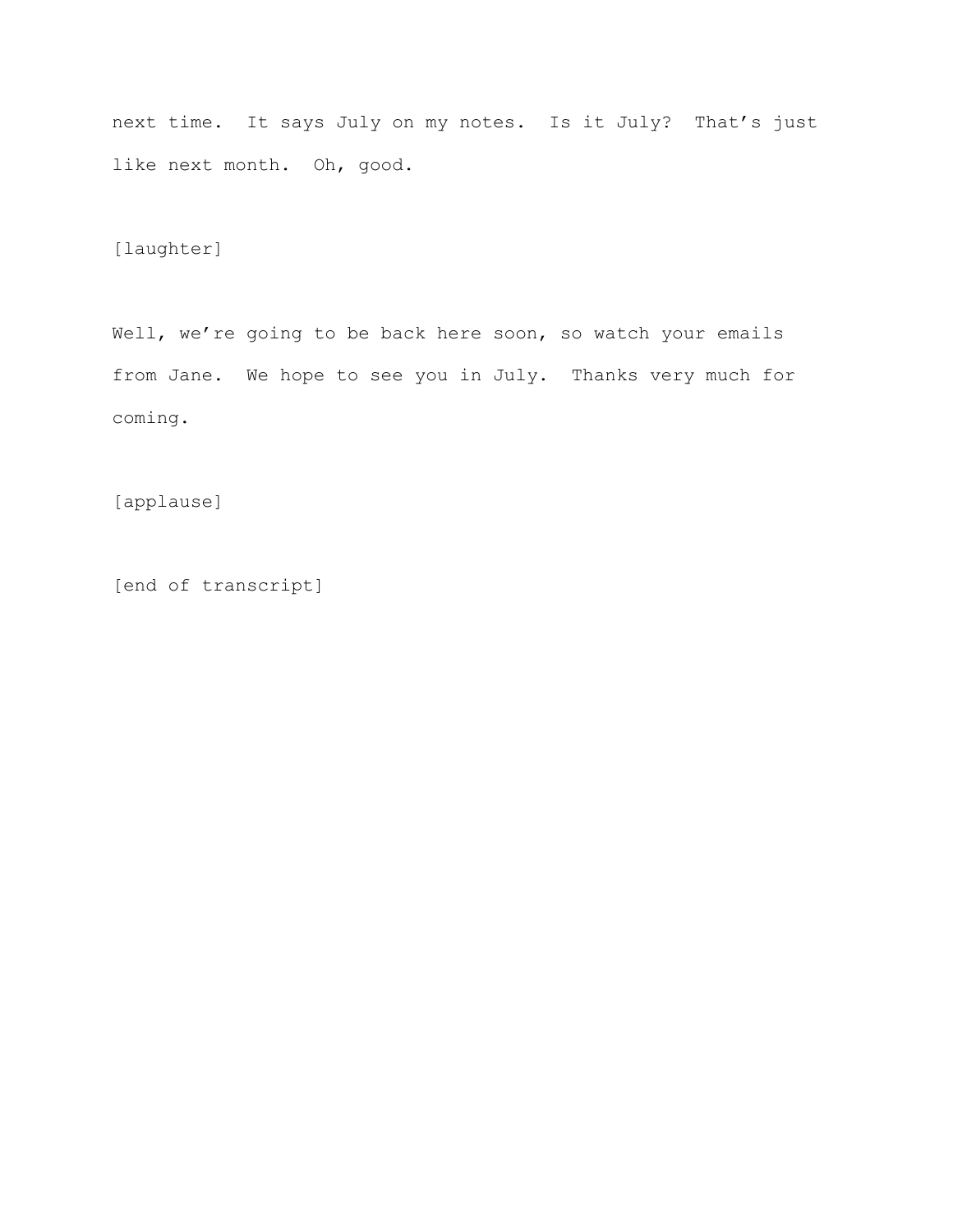next time. It says July on my notes. Is it July? That's just like next month. Oh, good.

[laughter]

Well, we're going to be back here soon, so watch your emails from Jane. We hope to see you in July. Thanks very much for coming.

[applause]

[end of transcript]